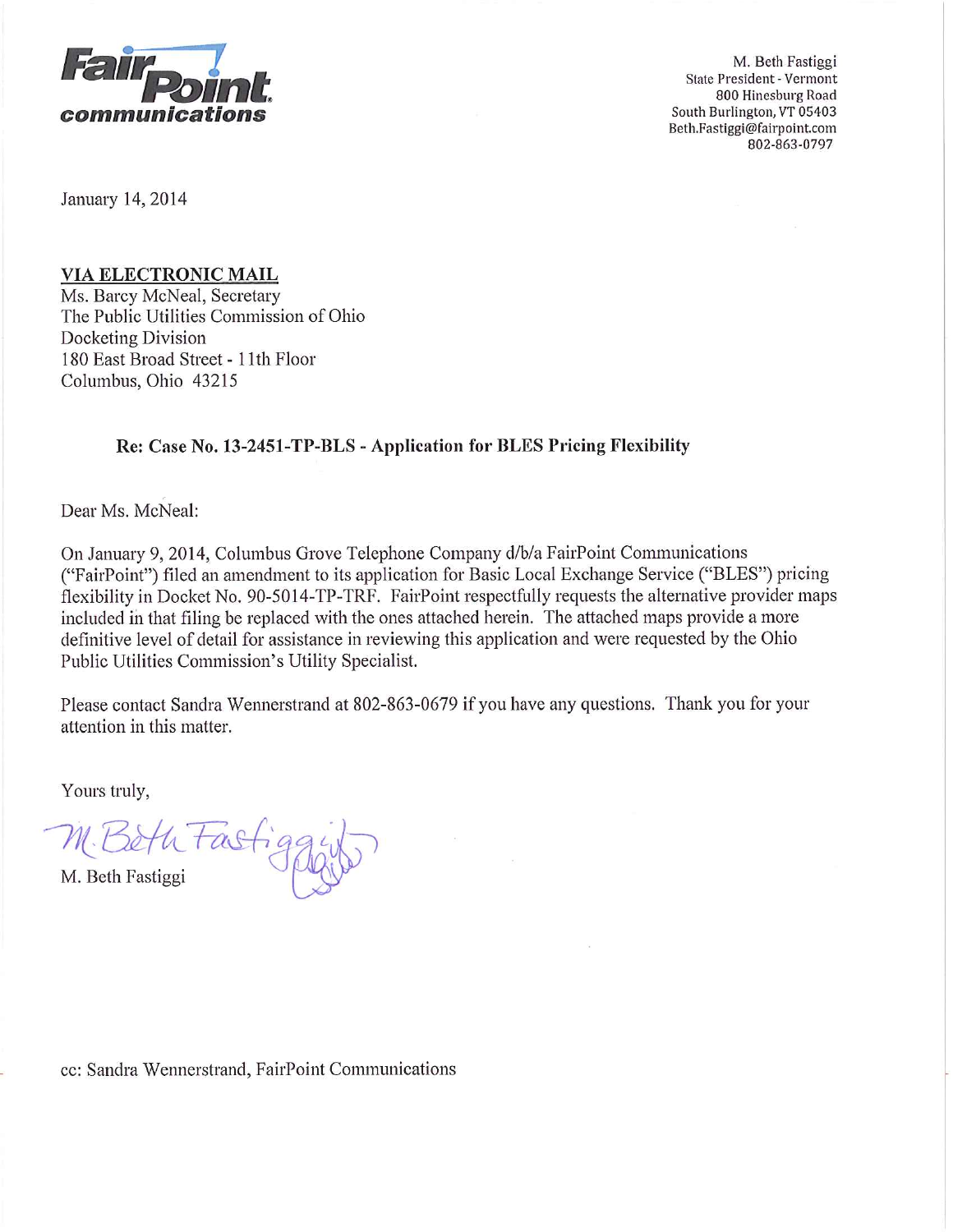**FairPoint communications**

M. Beth Fastiggi
State President - Vermont
800 Hinesburg Road
South Burlington, VT 05403
Beth.Fastiggi@fairpoint.com
802-863-0797

January 14, 2014

**VIA ELECTRONIC MAIL**
Ms. Barcy McNeal, Secretary
The Public Utilities Commission of Ohio
Docketing Division
180 East Broad Street - 11th Floor
Columbus, Ohio 43215

**Re: Case No. 13-2451-TP-BLS - Application for BLES Pricing Flexibility**

Dear Ms. McNeal:

On January 9, 2014, Columbus Grove Telephone Company d/b/a FairPoint Communications ("FairPoint") filed an amendment to its application for Basic Local Exchange Service ("BLES") pricing flexibility in Docket No. 90-5014-TP-TRF. FairPoint respectfully requests the alternative provider maps included in that filing be replaced with the ones attached herein. The attached maps provide a more definitive level of detail for assistance in reviewing this application and were requested by the Ohio Public Utilities Commission's Utility Specialist.

Please contact Sandra Wennerstrand at 802-863-0679 if you have any questions. Thank you for your attention in this matter.

Yours truly,

M. Beth Fastiggi

M. Beth Fastiggi

cc: Sandra Wennerstrand, FairPoint Communications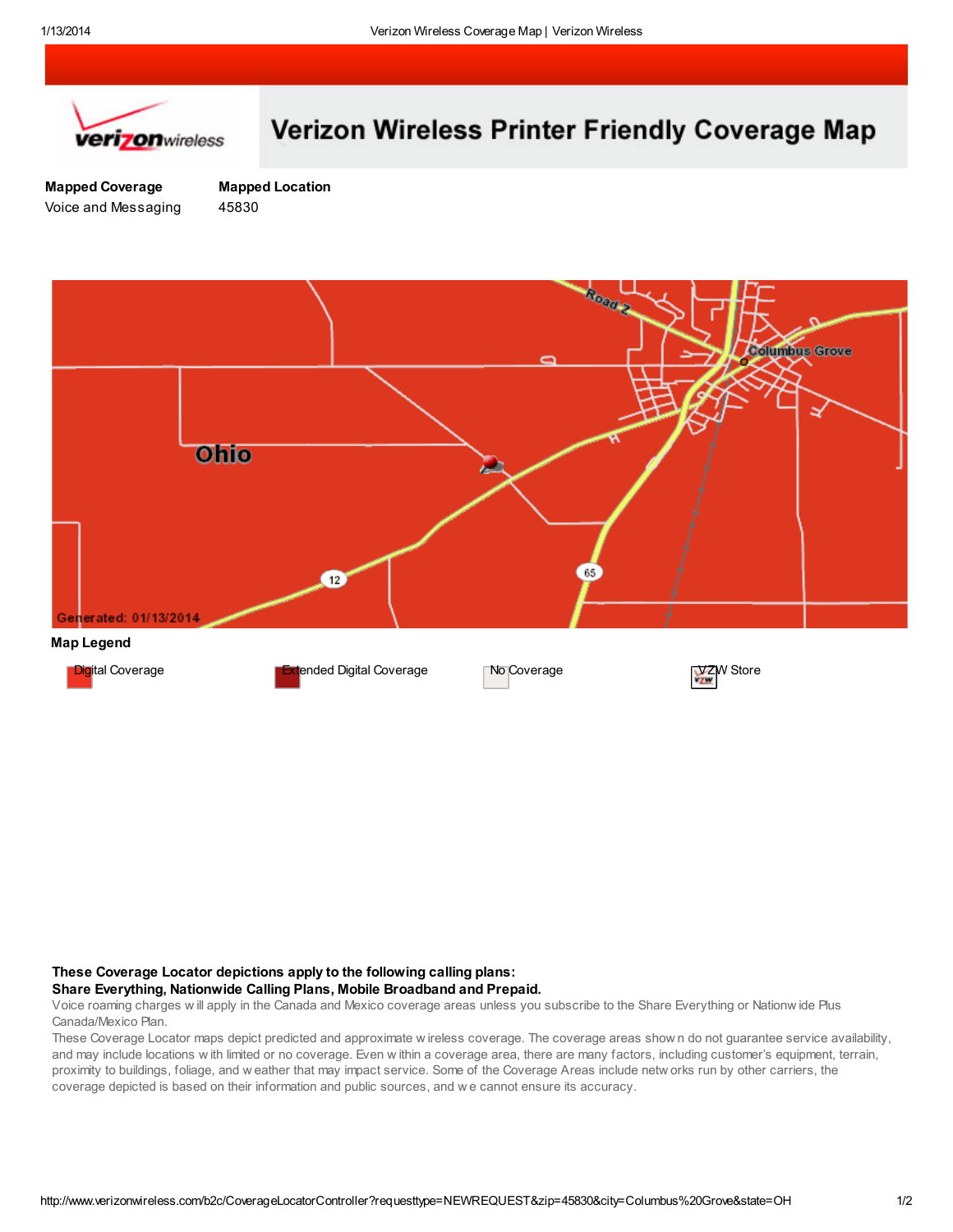# Verizon Wireless Printer Friendly Coverage Map

| Mapped Coverage | Mapped Location |
| --- | --- |
| Voice and Messaging | 45830 |

Ohio

Columbus Grove

Road Z

12

65

Generated: 01/13/2014

**Map Legend**

Digital Coverage     Extended Digital Coverage     No Coverage     VZW Store

**These Coverage Locator depictions apply to the following calling plans:**
**Share Everything, Nationwide Calling Plans, Mobile Broadband and Prepaid.**

Voice roaming charges will apply in the Canada and Mexico coverage areas unless you subscribe to the Share Everything or Nationwide Plus Canada/Mexico Plan.

These Coverage Locator maps depict predicted and approximate wireless coverage. The coverage areas shown do not guarantee service availability, and may include locations with limited or no coverage. Even within a coverage area, there are many factors, including customer's equipment, terrain, proximity to buildings, foliage, and weather that may impact service. Some of the Coverage Areas include networks run by other carriers, the coverage depicted is based on their information and public sources, and we cannot ensure its accuracy.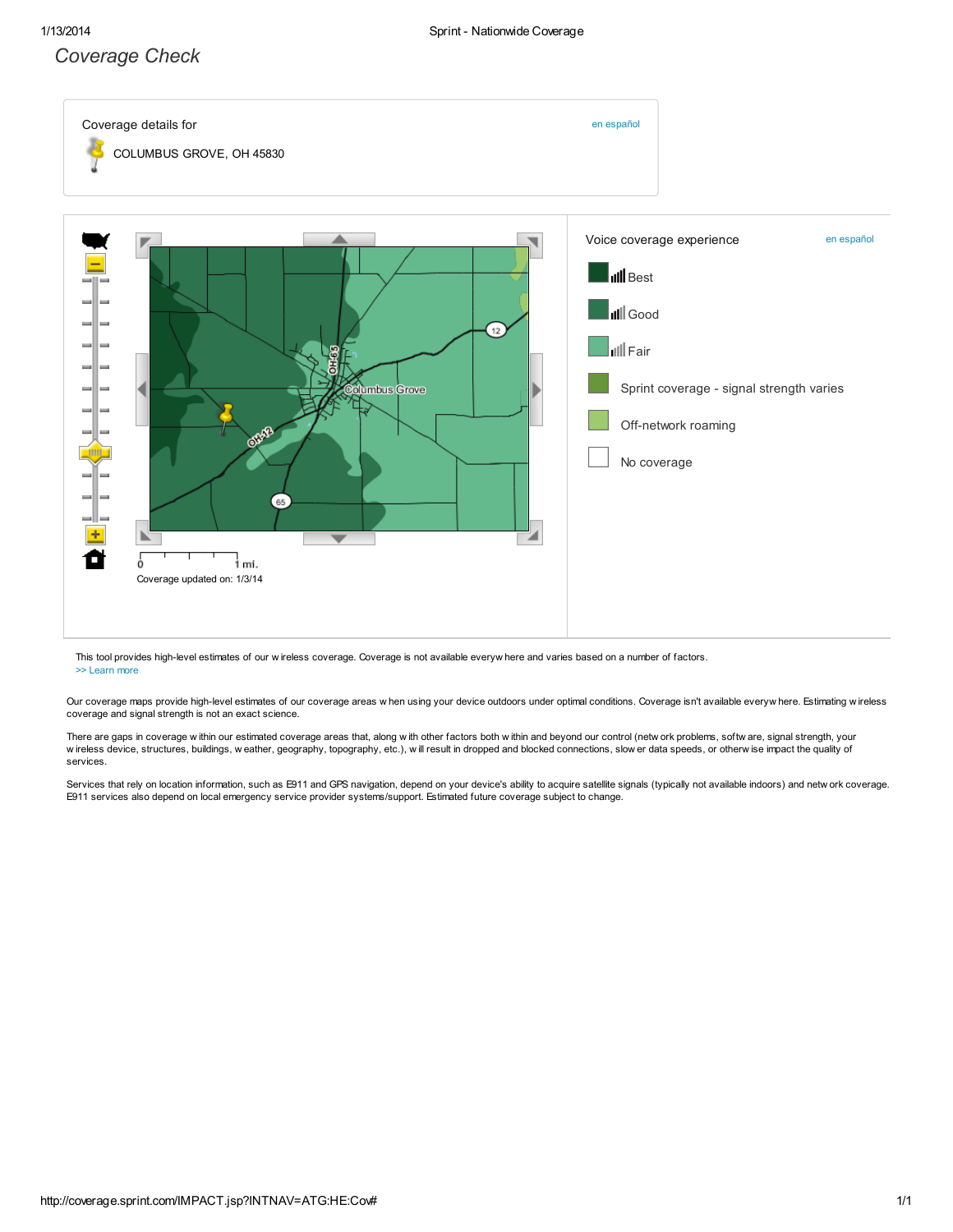# Coverage Check

Coverage details for

COLUMBUS GROVE, OH 45830

en español

Coverage updated on: 1/3/14

Voice coverage experience

en español

- Best
- Good
- Fair
- Sprint coverage - signal strength varies
- Off-network roaming
- No coverage

This tool provides high-level estimates of our wireless coverage. Coverage is not available everywhere and varies based on a number of factors.
>> Learn more

Our coverage maps provide high-level estimates of our coverage areas when using your device outdoors under optimal conditions. Coverage isn't available everywhere. Estimating wireless coverage and signal strength is not an exact science.

There are gaps in coverage within our estimated coverage areas that, along with other factors both within and beyond our control (network problems, software, signal strength, your wireless device, structures, buildings, weather, geography, topography, etc.), will result in dropped and blocked connections, slower data speeds, or otherwise impact the quality of services.

Services that rely on location information, such as E911 and GPS navigation, depend on your device's ability to acquire satellite signals (typically not available indoors) and network coverage. E911 services also depend on local emergency service provider systems/support. Estimated future coverage subject to change.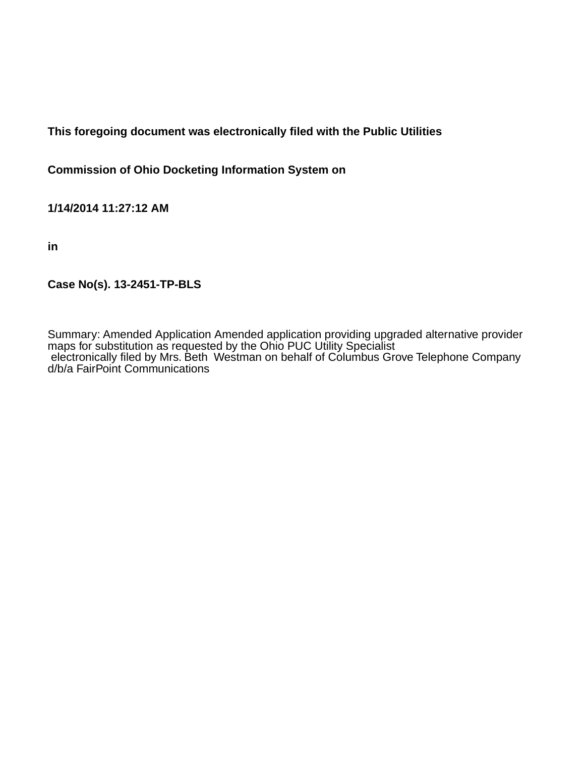**This foregoing document was electronically filed with the Public Utilities**

**Commission of Ohio Docketing Information System on**

**1/14/2014 11:27:12 AM**

**in**

**Case No(s). 13-2451-TP-BLS**

Summary: Amended Application Amended application providing upgraded alternative provider maps for substitution as requested by the Ohio PUC Utility Specialist
electronically filed by Mrs. Beth Westman on behalf of Columbus Grove Telephone Company d/b/a FairPoint Communications